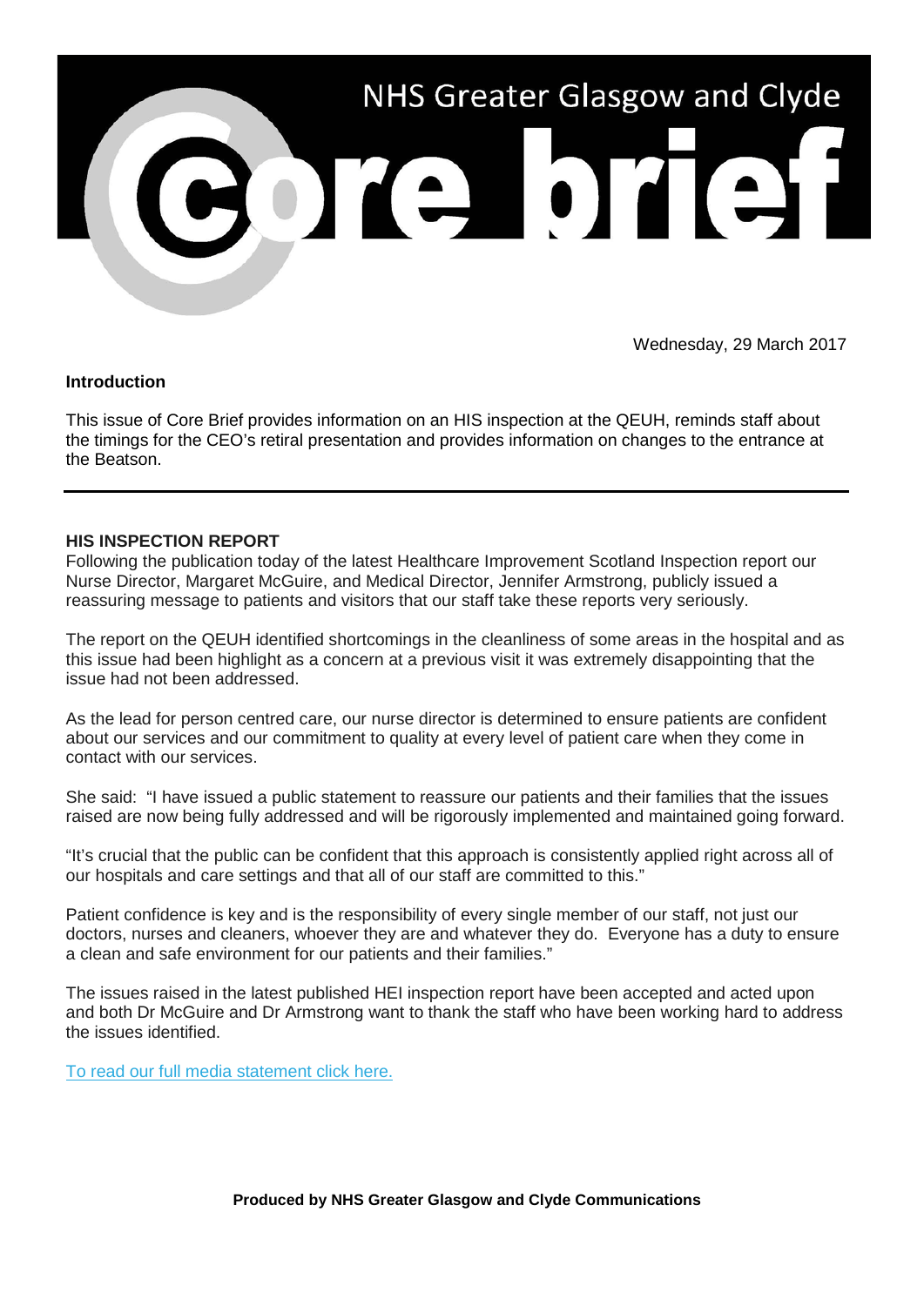# NHS Greater Glasgow and Clyde

# Core brief

Wednesday, 29 March 2017

**Introduction**

This issue of Core Brief provides information on an HIS inspection at the QEUH, reminds staff about the timings for the CEO's retiral presentation and provides information on changes to the entrance at the Beatson.

---

**HIS INSPECTION REPORT**

Following the publication today of the latest Healthcare Improvement Scotland Inspection report our Nurse Director, Margaret McGuire, and Medical Director, Jennifer Armstrong, publicly issued a reassuring message to patients and visitors that our staff take these reports very seriously.

The report on the QEUH identified shortcomings in the cleanliness of some areas in the hospital and as this issue had been highlight as a concern at a previous visit it was extremely disappointing that the issue had not been addressed.

As the lead for person centred care, our nurse director is determined to ensure patients are confident about our services and our commitment to quality at every level of patient care when they come in contact with our services.

She said: "I have issued a public statement to reassure our patients and their families that the issues raised are now being fully addressed and will be rigorously implemented and maintained going forward.

"It's crucial that the public can be confident that this approach is consistently applied right across all of our hospitals and care settings and that all of our staff are committed to this."

Patient confidence is key and is the responsibility of every single member of our staff, not just our doctors, nurses and cleaners, whoever they are and whatever they do. Everyone has a duty to ensure a clean and safe environment for our patients and their families."

The issues raised in the latest published HEI inspection report have been accepted and acted upon and both Dr McGuire and Dr Armstrong want to thank the staff who have been working hard to address the issues identified.

To read our full media statement click here.

**Produced by NHS Greater Glasgow and Clyde Communications**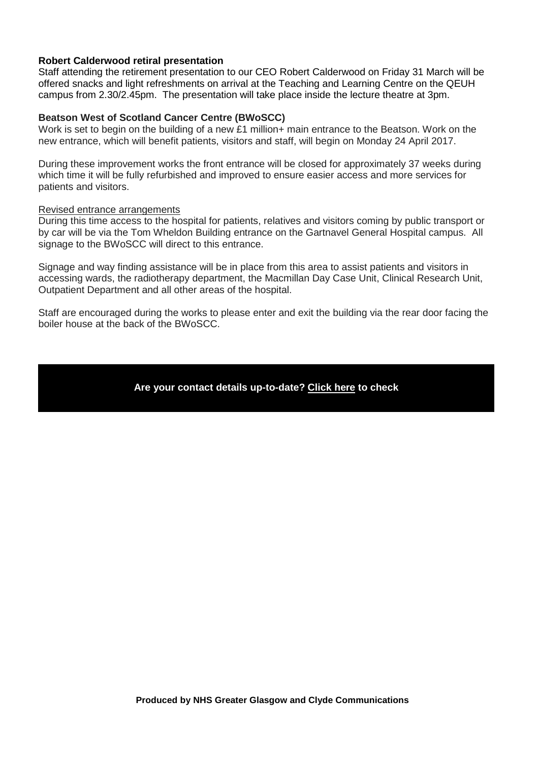**Robert Calderwood retiral presentation**
Staff attending the retirement presentation to our CEO Robert Calderwood on Friday 31 March will be offered snacks and light refreshments on arrival at the Teaching and Learning Centre on the QEUH campus from 2.30/2.45pm. The presentation will take place inside the lecture theatre at 3pm.

**Beatson West of Scotland Cancer Centre (BWoSCC)**
Work is set to begin on the building of a new £1 million+ main entrance to the Beatson. Work on the new entrance, which will benefit patients, visitors and staff, will begin on Monday 24 April 2017.

During these improvement works the front entrance will be closed for approximately 37 weeks during which time it will be fully refurbished and improved to ensure easier access and more services for patients and visitors.

Revised entrance arrangements
During this time access to the hospital for patients, relatives and visitors coming by public transport or by car will be via the Tom Wheldon Building entrance on the Gartnavel General Hospital campus. All signage to the BWoSCC will direct to this entrance.

Signage and way finding assistance will be in place from this area to assist patients and visitors in accessing wards, the radiotherapy department, the Macmillan Day Case Unit, Clinical Research Unit, Outpatient Department and all other areas of the hospital.

Staff are encouraged during the works to please enter and exit the building via the rear door facing the boiler house at the back of the BWoSCC.

**Are your contact details up-to-date? Click here to check**

**Produced by NHS Greater Glasgow and Clyde Communications**